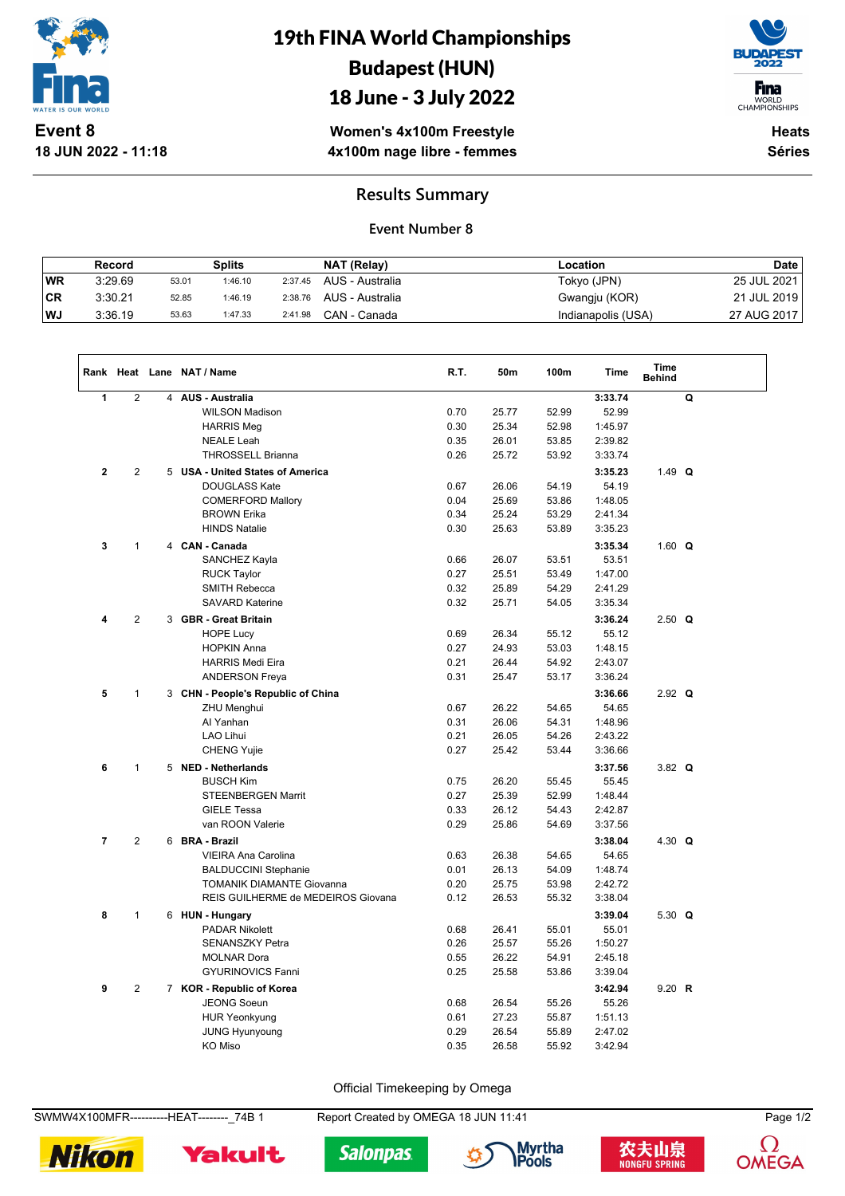# 19th FINA World Championships
# Budapest (HUN)
# 18 June - 3 July 2022

**Event 8**
**18 JUN 2022 - 11:18**

**Women's 4x100m Freestyle**
**4x100m nage libre - femmes**

**Heats**
**Séries**

## Results Summary

### Event Number 8

| | Record | | Splits | | NAT (Relay) | Location | Date |
|---|---|---|---|---|---|---|---|
| WR | 3:29.69 | 53.01 | 1:46.10 | 2:37.45 | AUS - Australia | Tokyo (JPN) | 25 JUL 2021 |
| CR | 3:30.21 | 52.85 | 1:46.19 | 2:38.76 | AUS - Australia | Gwangju (KOR) | 21 JUL 2019 |
| WJ | 3:36.19 | 53.63 | 1:47.33 | 2:41.98 | CAN - Canada | Indianapolis (USA) | 27 AUG 2017 |

| Rank | Heat | Lane | NAT / Name | R.T. | 50m | 100m | Time | Time Behind | |
|---|---|---|---|---|---|---|---|---|---|
| 1 | 2 | 4 | **AUS - Australia** | | | | **3:33.74** | | **Q** |
| | | | WILSON Madison | 0.70 | 25.77 | 52.99 | 52.99 | | |
| | | | HARRIS Meg | 0.30 | 25.34 | 52.98 | 1:45.97 | | |
| | | | NEALE Leah | 0.35 | 26.01 | 53.85 | 2:39.82 | | |
| | | | THROSSELL Brianna | 0.26 | 25.72 | 53.92 | 3:33.74 | | |
| 2 | 2 | 5 | **USA - United States of America** | | | | **3:35.23** | 1.49 | **Q** |
| | | | DOUGLASS Kate | 0.67 | 26.06 | 54.19 | 54.19 | | |
| | | | COMERFORD Mallory | 0.04 | 25.69 | 53.86 | 1:48.05 | | |
| | | | BROWN Erika | 0.34 | 25.24 | 53.29 | 2:41.34 | | |
| | | | HINDS Natalie | 0.30 | 25.63 | 53.89 | 3:35.23 | | |
| 3 | 1 | 4 | **CAN - Canada** | | | | **3:35.34** | 1.60 | **Q** |
| | | | SANCHEZ Kayla | 0.66 | 26.07 | 53.51 | 53.51 | | |
| | | | RUCK Taylor | 0.27 | 25.51 | 53.49 | 1:47.00 | | |
| | | | SMITH Rebecca | 0.32 | 25.89 | 54.29 | 2:41.29 | | |
| | | | SAVARD Katerine | 0.32 | 25.71 | 54.05 | 3:35.34 | | |
| 4 | 2 | 3 | **GBR - Great Britain** | | | | **3:36.24** | 2.50 | **Q** |
| | | | HOPE Lucy | 0.69 | 26.34 | 55.12 | 55.12 | | |
| | | | HOPKIN Anna | 0.27 | 24.93 | 53.03 | 1:48.15 | | |
| | | | HARRIS Medi Eira | 0.21 | 26.44 | 54.92 | 2:43.07 | | |
| | | | ANDERSON Freya | 0.31 | 25.47 | 53.17 | 3:36.24 | | |
| 5 | 1 | 3 | **CHN - People's Republic of China** | | | | **3:36.66** | 2.92 | **Q** |
| | | | ZHU Menghui | 0.67 | 26.22 | 54.65 | 54.65 | | |
| | | | AI Yanhan | 0.31 | 26.06 | 54.31 | 1:48.96 | | |
| | | | LAO Lihui | 0.21 | 26.05 | 54.26 | 2:43.22 | | |
| | | | CHENG Yujie | 0.27 | 25.42 | 53.44 | 3:36.66 | | |
| 6 | 1 | 5 | **NED - Netherlands** | | | | **3:37.56** | 3.82 | **Q** |
| | | | BUSCH Kim | 0.75 | 26.20 | 55.45 | 55.45 | | |
| | | | STEENBERGEN Marrit | 0.27 | 25.39 | 52.99 | 1:48.44 | | |
| | | | GIELE Tessa | 0.33 | 26.12 | 54.43 | 2:42.87 | | |
| | | | van ROON Valerie | 0.29 | 25.86 | 54.69 | 3:37.56 | | |
| 7 | 2 | 6 | **BRA - Brazil** | | | | **3:38.04** | 4.30 | **Q** |
| | | | VIEIRA Ana Carolina | 0.63 | 26.38 | 54.65 | 54.65 | | |
| | | | BALDUCCINI Stephanie | 0.01 | 26.13 | 54.09 | 1:48.74 | | |
| | | | TOMANIK DIAMANTE Giovanna | 0.20 | 25.75 | 53.98 | 2:42.72 | | |
| | | | REIS GUILHERME de MEDEIROS Giovana | 0.12 | 26.53 | 55.32 | 3:38.04 | | |
| 8 | 1 | 6 | **HUN - Hungary** | | | | **3:39.04** | 5.30 | **Q** |
| | | | PADAR Nikolett | 0.68 | 26.41 | 55.01 | 55.01 | | |
| | | | SENANSZKY Petra | 0.26 | 25.57 | 55.26 | 1:50.27 | | |
| | | | MOLNAR Dora | 0.55 | 26.22 | 54.91 | 2:45.18 | | |
| | | | GYURINOVICS Fanni | 0.25 | 25.58 | 53.86 | 3:39.04 | | |
| 9 | 2 | 7 | **KOR - Republic of Korea** | | | | **3:42.94** | 9.20 | **R** |
| | | | JEONG Soeun | 0.68 | 26.54 | 55.26 | 55.26 | | |
| | | | HUR Yeonkyung | 0.61 | 27.23 | 55.87 | 1:51.13 | | |
| | | | JUNG Hyunyoung | 0.29 | 26.54 | 55.89 | 2:47.02 | | |
| | | | KO Miso | 0.35 | 26.58 | 55.92 | 3:42.94 | | |

Official Timekeeping by Omega

SWMW4X100MFR----------HEAT--------_74B 1    Report Created by OMEGA 18 JUN 11:41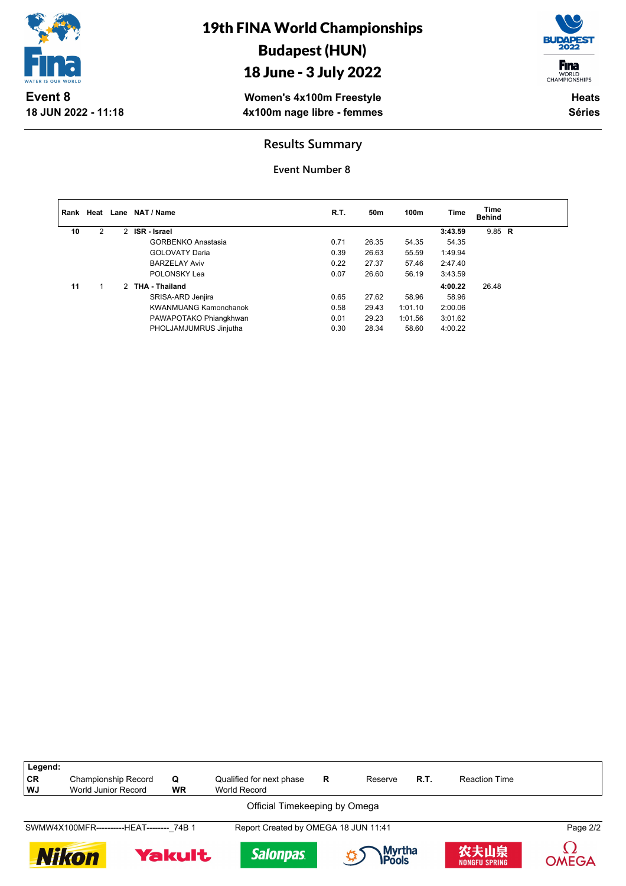# 19th FINA World Championships
## Budapest (HUN)
## 18 June - 3 July 2022

**Event 8**
**18 JUN 2022 - 11:18**

**Women's 4x100m Freestyle**
**4x100m nage libre - femmes**

**Heats**
**Séries**

## Results Summary

### Event Number 8

| Rank | Heat | Lane | NAT / Name | R.T. | 50m | 100m | Time | Time Behind | |
|---|---|---|---|---|---|---|---|---|---|
| **10** | 2 | 2 | **ISR - Israel** | | | | **3:43.59** | 9.85 | **R** |
| | | | GORBENKO Anastasia | 0.71 | 26.35 | 54.35 | 54.35 | | |
| | | | GOLOVATY Daria | 0.39 | 26.63 | 55.59 | 1:49.94 | | |
| | | | BARZELAY Aviv | 0.22 | 27.37 | 57.46 | 2:47.40 | | |
| | | | POLONSKY Lea | 0.07 | 26.60 | 56.19 | 3:43.59 | | |
| **11** | 1 | 2 | **THA - Thailand** | | | | **4:00.22** | 26.48 | |
| | | | SRISA-ARD Jenjira | 0.65 | 27.62 | 58.96 | 58.96 | | |
| | | | KWANMUANG Kamonchanok | 0.58 | 29.43 | 1:01.10 | 2:00.06 | | |
| | | | PAWAPOTAKO Phiangkhwan | 0.01 | 29.23 | 1:01.56 | 3:01.62 | | |
| | | | PHOLJAMJUMRUS Jinjutha | 0.30 | 28.34 | 58.60 | 4:00.22 | | |

**Legend:**

| | | | | | | | |
|---|---|---|---|---|---|---|---|
| CR | Championship Record | Q | Qualified for next phase | R | Reserve | R.T. | Reaction Time |
| WJ | World Junior Record | WR | World Record | | | | |

Official Timekeeping by Omega

SWMW4X100MFR----------HEAT--------_74B 1 Report Created by OMEGA 18 JUN 11:41